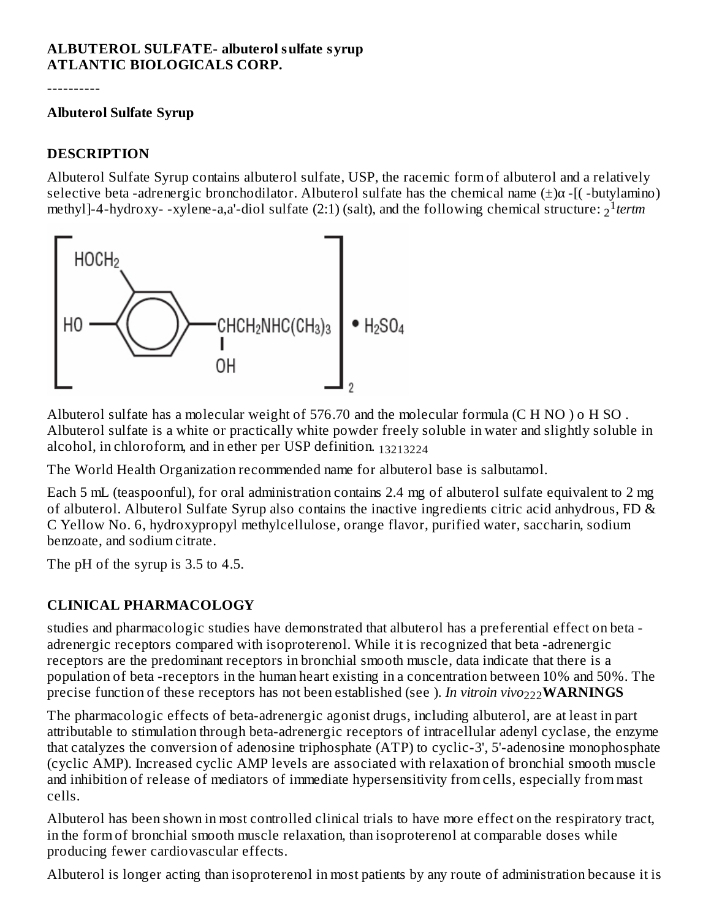**ALBUTEROL SULFATE- albuterol sulfate syrup**
**ATLANTIC BIOLOGICALS CORP.**

----------

**Albuterol Sulfate Syrup**

## DESCRIPTION

Albuterol Sulfate Syrup contains albuterol sulfate, USP, the racemic form of albuterol and a relatively selective beta -adrenergic bronchodilator. Albuterol sulfate has the chemical name (±)α -[( -butylamino) methyl]-4-hydroxy- -xylene-a,a'-diol sulfate (2:1) (salt), and the following chemical structure: $_2$[1]*tertm*

$$\left[ \text{HO}(\text{HOCH}_2)\text{C}_6\text{H}_3\text{—CH(OH)CH}_2\text{NHC(CH}_3)_3 \right]_2 \cdot \text{H}_2\text{SO}_4$$

Albuterol sulfate has a molecular weight of 576.70 and the molecular formula (C H NO ) o H SO . Albuterol sulfate is a white or practically white powder freely soluble in water and slightly soluble in alcohol, in chloroform, and in ether per USP definition. $_{13213224}$

The World Health Organization recommended name for albuterol base is salbutamol.

Each 5 mL (teaspoonful), for oral administration contains 2.4 mg of albuterol sulfate equivalent to 2 mg of albuterol. Albuterol Sulfate Syrup also contains the inactive ingredients citric acid anhydrous, FD & C Yellow No. 6, hydroxypropyl methylcellulose, orange flavor, purified water, saccharin, sodium benzoate, and sodium citrate.

The pH of the syrup is 3.5 to 4.5.

## CLINICAL PHARMACOLOGY

studies and pharmacologic studies have demonstrated that albuterol has a preferential effect on beta -adrenergic receptors compared with isoproterenol. While it is recognized that beta -adrenergic receptors are the predominant receptors in bronchial smooth muscle, data indicate that there is a population of beta -receptors in the human heart existing in a concentration between 10% and 50%. The precise function of these receptors has not been established (see ). *In vitroin vivo*$_{222}$**WARNINGS**

The pharmacologic effects of beta-adrenergic agonist drugs, including albuterol, are at least in part attributable to stimulation through beta-adrenergic receptors of intracellular adenyl cyclase, the enzyme that catalyzes the conversion of adenosine triphosphate (ATP) to cyclic-3', 5'-adenosine monophosphate (cyclic AMP). Increased cyclic AMP levels are associated with relaxation of bronchial smooth muscle and inhibition of release of mediators of immediate hypersensitivity from cells, especially from mast cells.

Albuterol has been shown in most controlled clinical trials to have more effect on the respiratory tract, in the form of bronchial smooth muscle relaxation, than isoproterenol at comparable doses while producing fewer cardiovascular effects.

Albuterol is longer acting than isoproterenol in most patients by any route of administration because it is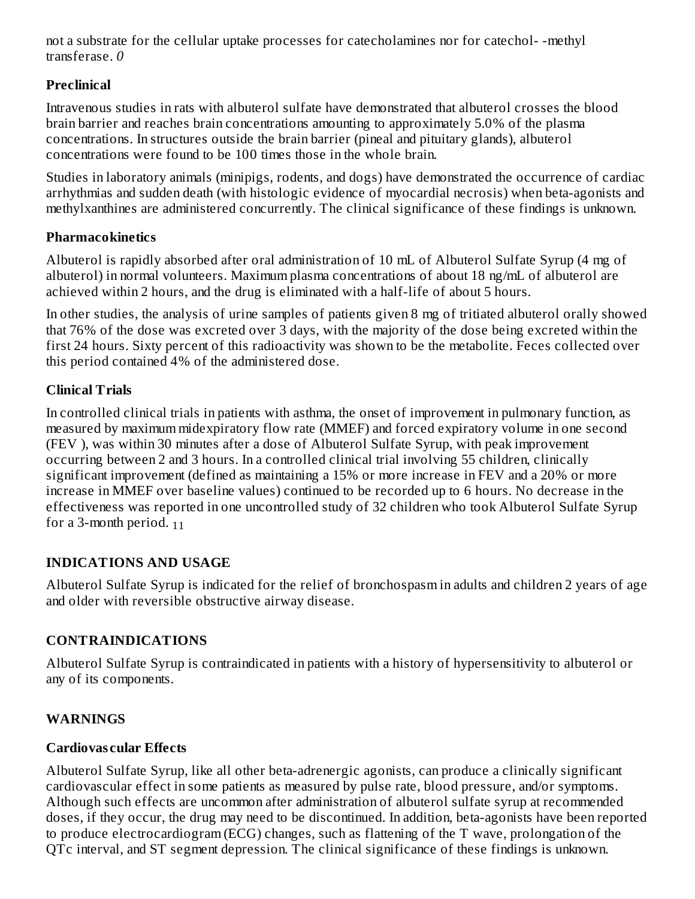not a substrate for the cellular uptake processes for catecholamines nor for catechol- -methyl transferase. *0*

### Preclinical

Intravenous studies in rats with albuterol sulfate have demonstrated that albuterol crosses the blood brain barrier and reaches brain concentrations amounting to approximately 5.0% of the plasma concentrations. In structures outside the brain barrier (pineal and pituitary glands), albuterol concentrations were found to be 100 times those in the whole brain.

Studies in laboratory animals (minipigs, rodents, and dogs) have demonstrated the occurrence of cardiac arrhythmias and sudden death (with histologic evidence of myocardial necrosis) when beta-agonists and methylxanthines are administered concurrently. The clinical significance of these findings is unknown.

### Pharmacokinetics

Albuterol is rapidly absorbed after oral administration of 10 mL of Albuterol Sulfate Syrup (4 mg of albuterol) in normal volunteers. Maximum plasma concentrations of about 18 ng/mL of albuterol are achieved within 2 hours, and the drug is eliminated with a half-life of about 5 hours.

In other studies, the analysis of urine samples of patients given 8 mg of tritiated albuterol orally showed that 76% of the dose was excreted over 3 days, with the majority of the dose being excreted within the first 24 hours. Sixty percent of this radioactivity was shown to be the metabolite. Feces collected over this period contained 4% of the administered dose.

### Clinical Trials

In controlled clinical trials in patients with asthma, the onset of improvement in pulmonary function, as measured by maximum midexpiratory flow rate (MMEF) and forced expiratory volume in one second (FEV ), was within 30 minutes after a dose of Albuterol Sulfate Syrup, with peak improvement occurring between 2 and 3 hours. In a controlled clinical trial involving 55 children, clinically significant improvement (defined as maintaining a 15% or more increase in FEV and a 20% or more increase in MMEF over baseline values) continued to be recorded up to 6 hours. No decrease in the effectiveness was reported in one uncontrolled study of 32 children who took Albuterol Sulfate Syrup for a 3-month period. $_{11}$

## INDICATIONS AND USAGE

Albuterol Sulfate Syrup is indicated for the relief of bronchospasm in adults and children 2 years of age and older with reversible obstructive airway disease.

## CONTRAINDICATIONS

Albuterol Sulfate Syrup is contraindicated in patients with a history of hypersensitivity to albuterol or any of its components.

## WARNINGS

### Cardiovascular Effects

Albuterol Sulfate Syrup, like all other beta-adrenergic agonists, can produce a clinically significant cardiovascular effect in some patients as measured by pulse rate, blood pressure, and/or symptoms. Although such effects are uncommon after administration of albuterol sulfate syrup at recommended doses, if they occur, the drug may need to be discontinued. In addition, beta-agonists have been reported to produce electrocardiogram (ECG) changes, such as flattening of the T wave, prolongation of the QTc interval, and ST segment depression. The clinical significance of these findings is unknown.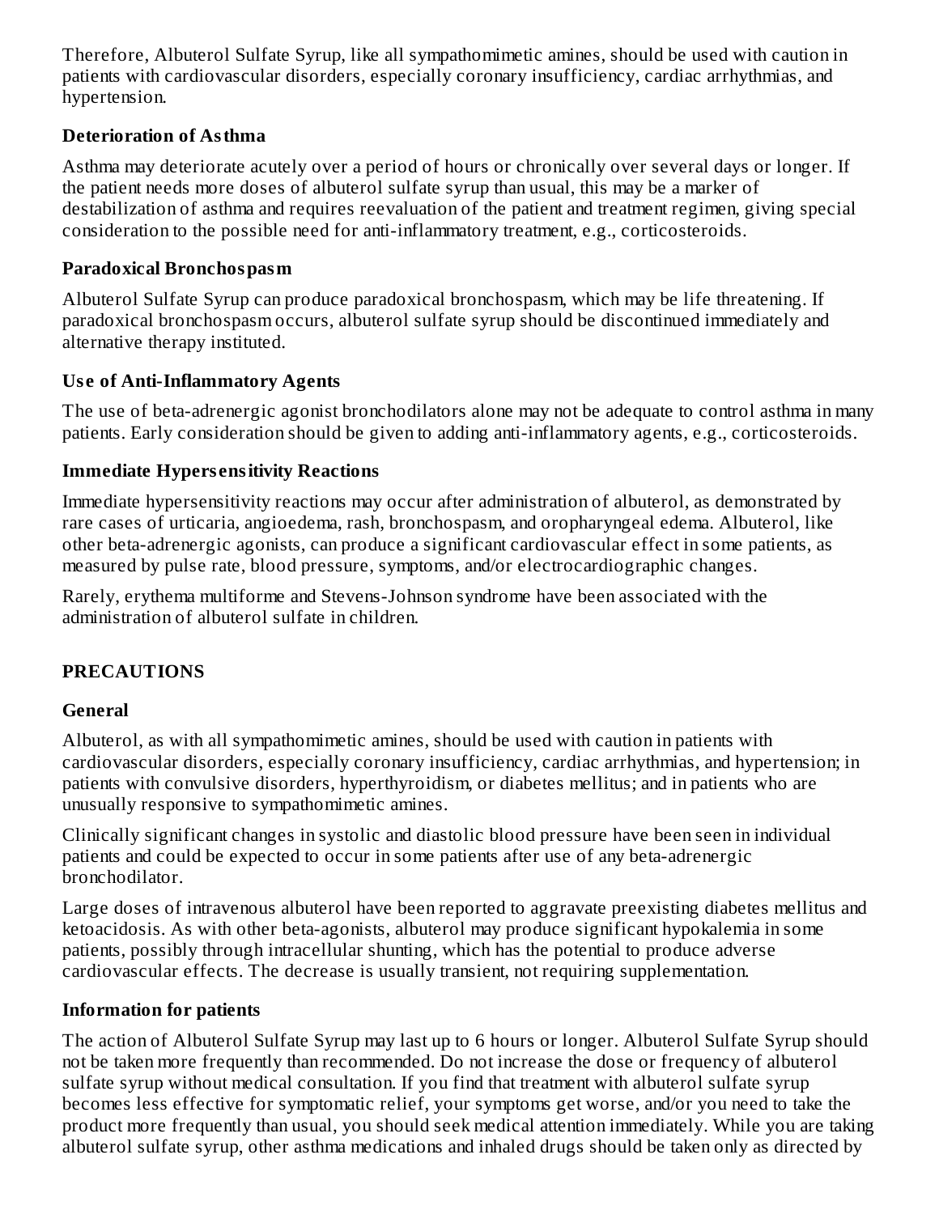Therefore, Albuterol Sulfate Syrup, like all sympathomimetic amines, should be used with caution in patients with cardiovascular disorders, especially coronary insufficiency, cardiac arrhythmias, and hypertension.

### Deterioration of Asthma

Asthma may deteriorate acutely over a period of hours or chronically over several days or longer. If the patient needs more doses of albuterol sulfate syrup than usual, this may be a marker of destabilization of asthma and requires reevaluation of the patient and treatment regimen, giving special consideration to the possible need for anti-inflammatory treatment, e.g., corticosteroids.

### Paradoxical Bronchospasm

Albuterol Sulfate Syrup can produce paradoxical bronchospasm, which may be life threatening. If paradoxical bronchospasm occurs, albuterol sulfate syrup should be discontinued immediately and alternative therapy instituted.

### Use of Anti-Inflammatory Agents

The use of beta-adrenergic agonist bronchodilators alone may not be adequate to control asthma in many patients. Early consideration should be given to adding anti-inflammatory agents, e.g., corticosteroids.

### Immediate Hypersensitivity Reactions

Immediate hypersensitivity reactions may occur after administration of albuterol, as demonstrated by rare cases of urticaria, angioedema, rash, bronchospasm, and oropharyngeal edema. Albuterol, like other beta-adrenergic agonists, can produce a significant cardiovascular effect in some patients, as measured by pulse rate, blood pressure, symptoms, and/or electrocardiographic changes.

Rarely, erythema multiforme and Stevens-Johnson syndrome have been associated with the administration of albuterol sulfate in children.

## PRECAUTIONS

### General

Albuterol, as with all sympathomimetic amines, should be used with caution in patients with cardiovascular disorders, especially coronary insufficiency, cardiac arrhythmias, and hypertension; in patients with convulsive disorders, hyperthyroidism, or diabetes mellitus; and in patients who are unusually responsive to sympathomimetic amines.

Clinically significant changes in systolic and diastolic blood pressure have been seen in individual patients and could be expected to occur in some patients after use of any beta-adrenergic bronchodilator.

Large doses of intravenous albuterol have been reported to aggravate preexisting diabetes mellitus and ketoacidosis. As with other beta-agonists, albuterol may produce significant hypokalemia in some patients, possibly through intracellular shunting, which has the potential to produce adverse cardiovascular effects. The decrease is usually transient, not requiring supplementation.

### Information for patients

The action of Albuterol Sulfate Syrup may last up to 6 hours or longer. Albuterol Sulfate Syrup should not be taken more frequently than recommended. Do not increase the dose or frequency of albuterol sulfate syrup without medical consultation. If you find that treatment with albuterol sulfate syrup becomes less effective for symptomatic relief, your symptoms get worse, and/or you need to take the product more frequently than usual, you should seek medical attention immediately. While you are taking albuterol sulfate syrup, other asthma medications and inhaled drugs should be taken only as directed by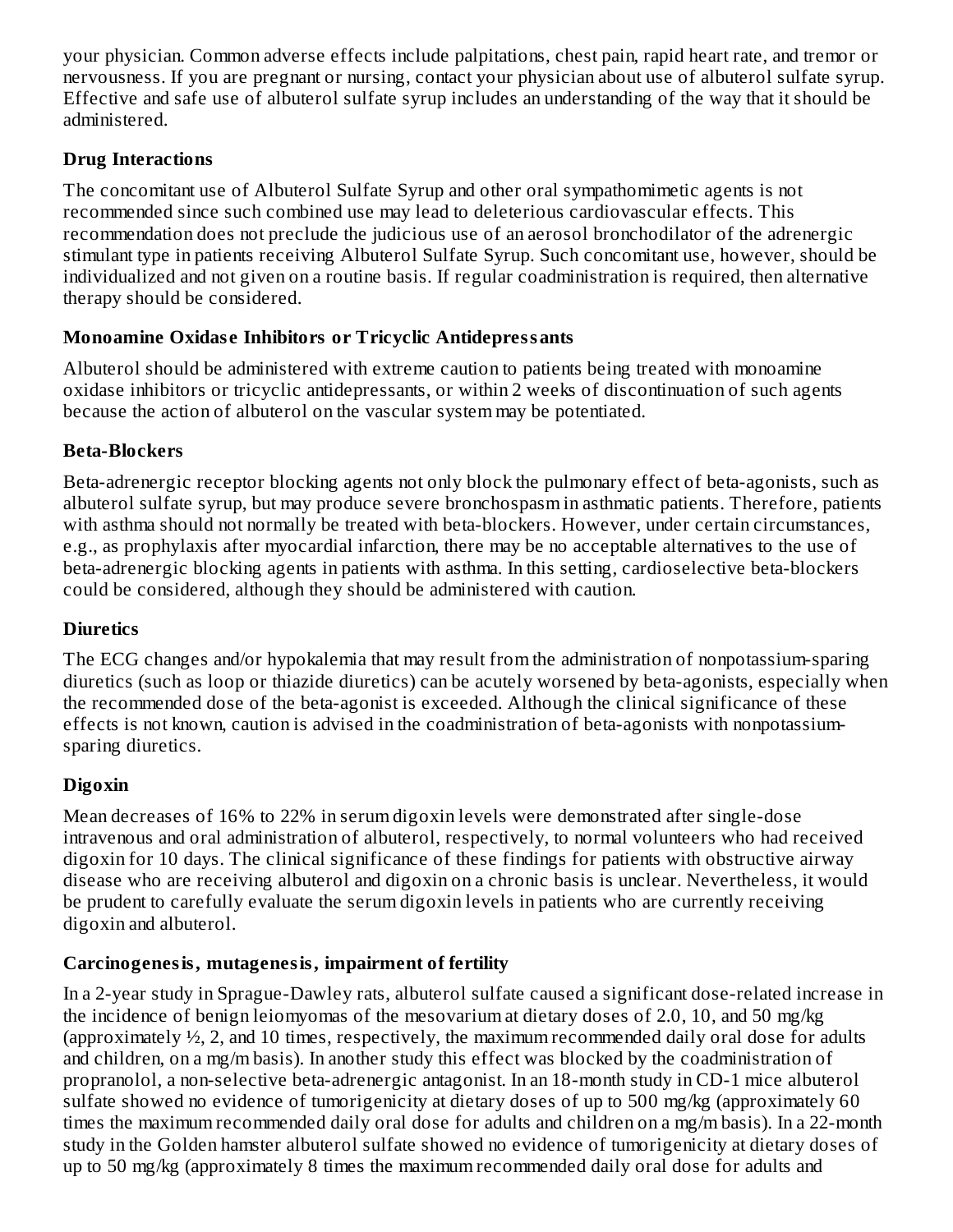your physician. Common adverse effects include palpitations, chest pain, rapid heart rate, and tremor or nervousness. If you are pregnant or nursing, contact your physician about use of albuterol sulfate syrup. Effective and safe use of albuterol sulfate syrup includes an understanding of the way that it should be administered.

### Drug Interactions

The concomitant use of Albuterol Sulfate Syrup and other oral sympathomimetic agents is not recommended since such combined use may lead to deleterious cardiovascular effects. This recommendation does not preclude the judicious use of an aerosol bronchodilator of the adrenergic stimulant type in patients receiving Albuterol Sulfate Syrup. Such concomitant use, however, should be individualized and not given on a routine basis. If regular coadministration is required, then alternative therapy should be considered.

### Monoamine Oxidase Inhibitors or Tricyclic Antidepressants

Albuterol should be administered with extreme caution to patients being treated with monoamine oxidase inhibitors or tricyclic antidepressants, or within 2 weeks of discontinuation of such agents because the action of albuterol on the vascular system may be potentiated.

### Beta-Blockers

Beta-adrenergic receptor blocking agents not only block the pulmonary effect of beta-agonists, such as albuterol sulfate syrup, but may produce severe bronchospasm in asthmatic patients. Therefore, patients with asthma should not normally be treated with beta-blockers. However, under certain circumstances, e.g., as prophylaxis after myocardial infarction, there may be no acceptable alternatives to the use of beta-adrenergic blocking agents in patients with asthma. In this setting, cardioselective beta-blockers could be considered, although they should be administered with caution.

### Diuretics

The ECG changes and/or hypokalemia that may result from the administration of nonpotassium-sparing diuretics (such as loop or thiazide diuretics) can be acutely worsened by beta-agonists, especially when the recommended dose of the beta-agonist is exceeded. Although the clinical significance of these effects is not known, caution is advised in the coadministration of beta-agonists with nonpotassium-sparing diuretics.

### Digoxin

Mean decreases of 16% to 22% in serum digoxin levels were demonstrated after single-dose intravenous and oral administration of albuterol, respectively, to normal volunteers who had received digoxin for 10 days. The clinical significance of these findings for patients with obstructive airway disease who are receiving albuterol and digoxin on a chronic basis is unclear. Nevertheless, it would be prudent to carefully evaluate the serum digoxin levels in patients who are currently receiving digoxin and albuterol.

### Carcinogenesis, mutagenesis, impairment of fertility

In a 2-year study in Sprague-Dawley rats, albuterol sulfate caused a significant dose-related increase in the incidence of benign leiomyomas of the mesovarium at dietary doses of 2.0, 10, and 50 mg/kg (approximately ½, 2, and 10 times, respectively, the maximum recommended daily oral dose for adults and children, on a mg/m basis). In another study this effect was blocked by the coadministration of propranolol, a non-selective beta-adrenergic antagonist. In an 18-month study in CD-1 mice albuterol sulfate showed no evidence of tumorigenicity at dietary doses of up to 500 mg/kg (approximately 60 times the maximum recommended daily oral dose for adults and children on a mg/m basis). In a 22-month study in the Golden hamster albuterol sulfate showed no evidence of tumorigenicity at dietary doses of up to 50 mg/kg (approximately 8 times the maximum recommended daily oral dose for adults and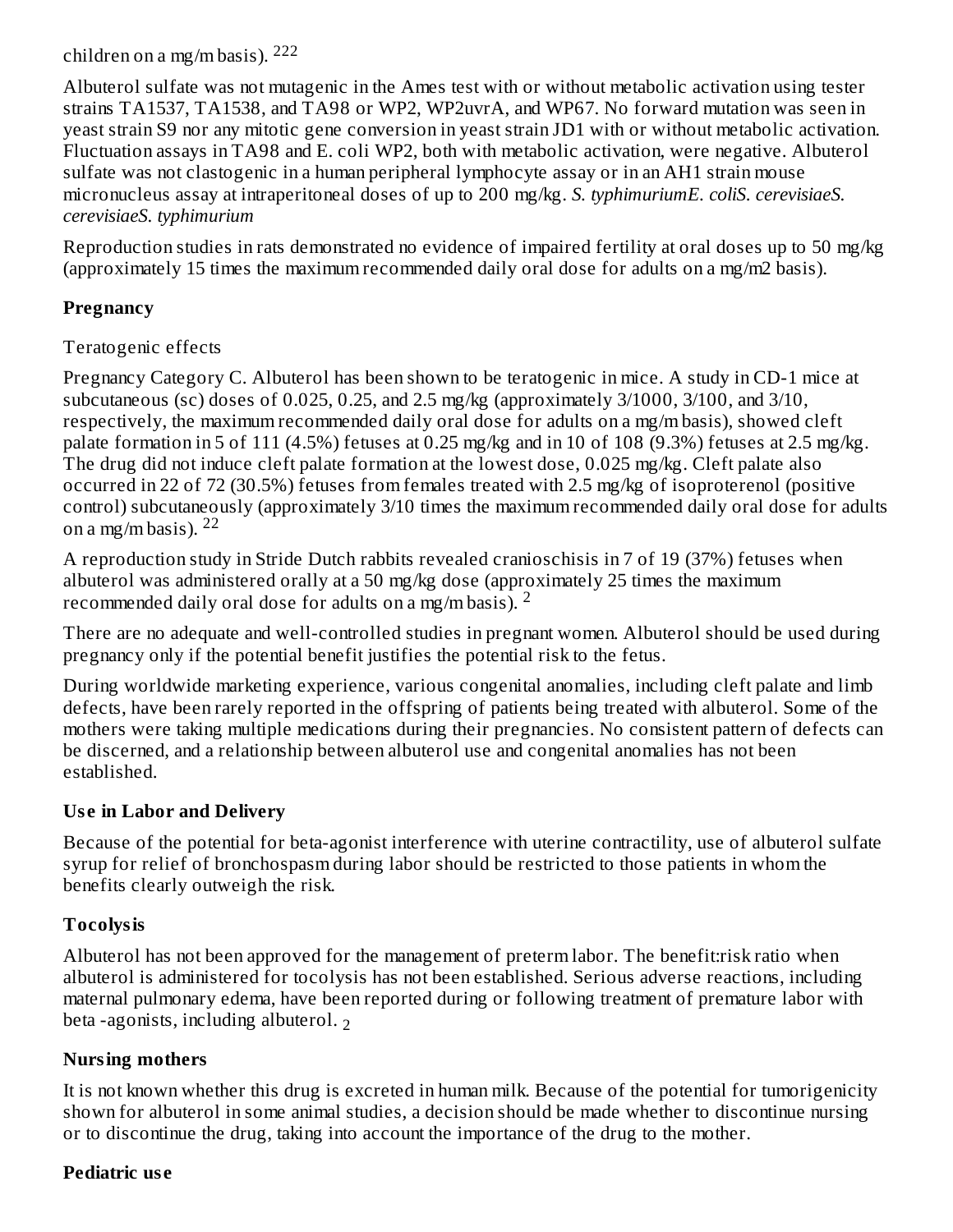children on a mg/m basis). [222]

Albuterol sulfate was not mutagenic in the Ames test with or without metabolic activation using tester strains TA1537, TA1538, and TA98 or WP2, WP2uvrA, and WP67. No forward mutation was seen in yeast strain S9 nor any mitotic gene conversion in yeast strain JD1 with or without metabolic activation. Fluctuation assays in TA98 and E. coli WP2, both with metabolic activation, were negative. Albuterol sulfate was not clastogenic in a human peripheral lymphocyte assay or in an AH1 strain mouse micronucleus assay at intraperitoneal doses of up to 200 mg/kg. *S. typhimuriumE. coliS. cerevisiaeS. cerevisiaeS. typhimurium*

Reproduction studies in rats demonstrated no evidence of impaired fertility at oral doses up to 50 mg/kg (approximately 15 times the maximum recommended daily oral dose for adults on a mg/m2 basis).

## Pregnancy

Teratogenic effects

Pregnancy Category C. Albuterol has been shown to be teratogenic in mice. A study in CD-1 mice at subcutaneous (sc) doses of 0.025, 0.25, and 2.5 mg/kg (approximately 3/1000, 3/100, and 3/10, respectively, the maximum recommended daily oral dose for adults on a mg/m basis), showed cleft palate formation in 5 of 111 (4.5%) fetuses at 0.25 mg/kg and in 10 of 108 (9.3%) fetuses at 2.5 mg/kg. The drug did not induce cleft palate formation at the lowest dose, 0.025 mg/kg. Cleft palate also occurred in 22 of 72 (30.5%) fetuses from females treated with 2.5 mg/kg of isoproterenol (positive control) subcutaneously (approximately 3/10 times the maximum recommended daily oral dose for adults on a mg/m basis). [22]

A reproduction study in Stride Dutch rabbits revealed cranioschisis in 7 of 19 (37%) fetuses when albuterol was administered orally at a 50 mg/kg dose (approximately 25 times the maximum recommended daily oral dose for adults on a mg/m basis). [2]

There are no adequate and well-controlled studies in pregnant women. Albuterol should be used during pregnancy only if the potential benefit justifies the potential risk to the fetus.

During worldwide marketing experience, various congenital anomalies, including cleft palate and limb defects, have been rarely reported in the offspring of patients being treated with albuterol. Some of the mothers were taking multiple medications during their pregnancies. No consistent pattern of defects can be discerned, and a relationship between albuterol use and congenital anomalies has not been established.

## Use in Labor and Delivery

Because of the potential for beta-agonist interference with uterine contractility, use of albuterol sulfate syrup for relief of bronchospasm during labor should be restricted to those patients in whom the benefits clearly outweigh the risk.

## Tocolysis

Albuterol has not been approved for the management of preterm labor. The benefit:risk ratio when albuterol is administered for tocolysis has not been established. Serious adverse reactions, including maternal pulmonary edema, have been reported during or following treatment of premature labor with beta -agonists, including albuterol. $_2$

## Nursing mothers

It is not known whether this drug is excreted in human milk. Because of the potential for tumorigenicity shown for albuterol in some animal studies, a decision should be made whether to discontinue nursing or to discontinue the drug, taking into account the importance of the drug to the mother.

## Pediatric use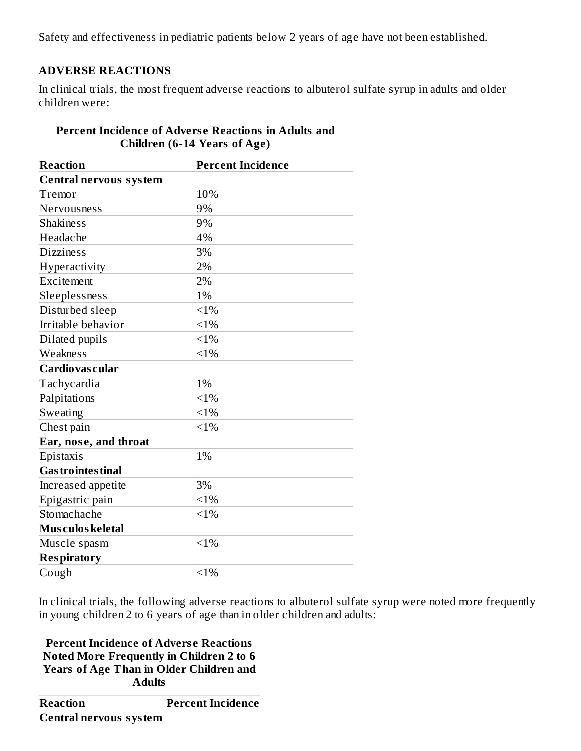Safety and effectiveness in pediatric patients below 2 years of age have not been established.

## ADVERSE REACTIONS

In clinical trials, the most frequent adverse reactions to albuterol sulfate syrup in adults and older children were:

**Percent Incidence of Adverse Reactions in Adults and Children (6-14 Years of Age)**

| Reaction | Percent Incidence |
| --- | --- |
| **Central nervous system** | |
| Tremor | 10% |
| Nervousness | 9% |
| Shakiness | 9% |
| Headache | 4% |
| Dizziness | 3% |
| Hyperactivity | 2% |
| Excitement | 2% |
| Sleeplessness | 1% |
| Disturbed sleep | <1% |
| Irritable behavior | <1% |
| Dilated pupils | <1% |
| Weakness | <1% |
| **Cardiovascular** | |
| Tachycardia | 1% |
| Palpitations | <1% |
| Sweating | <1% |
| Chest pain | <1% |
| **Ear, nose, and throat** | |
| Epistaxis | 1% |
| **Gastrointestinal** | |
| Increased appetite | 3% |
| Epigastric pain | <1% |
| Stomachache | <1% |
| **Musculoskeletal** | |
| Muscle spasm | <1% |
| **Respiratory** | |
| Cough | <1% |

In clinical trials, the following adverse reactions to albuterol sulfate syrup were noted more frequently in young children 2 to 6 years of age than in older children and adults:

**Percent Incidence of Adverse Reactions Noted More Frequently in Children 2 to 6 Years of Age Than in Older Children and Adults**

| Reaction | Percent Incidence |
| --- | --- |
| **Central nervous system** | |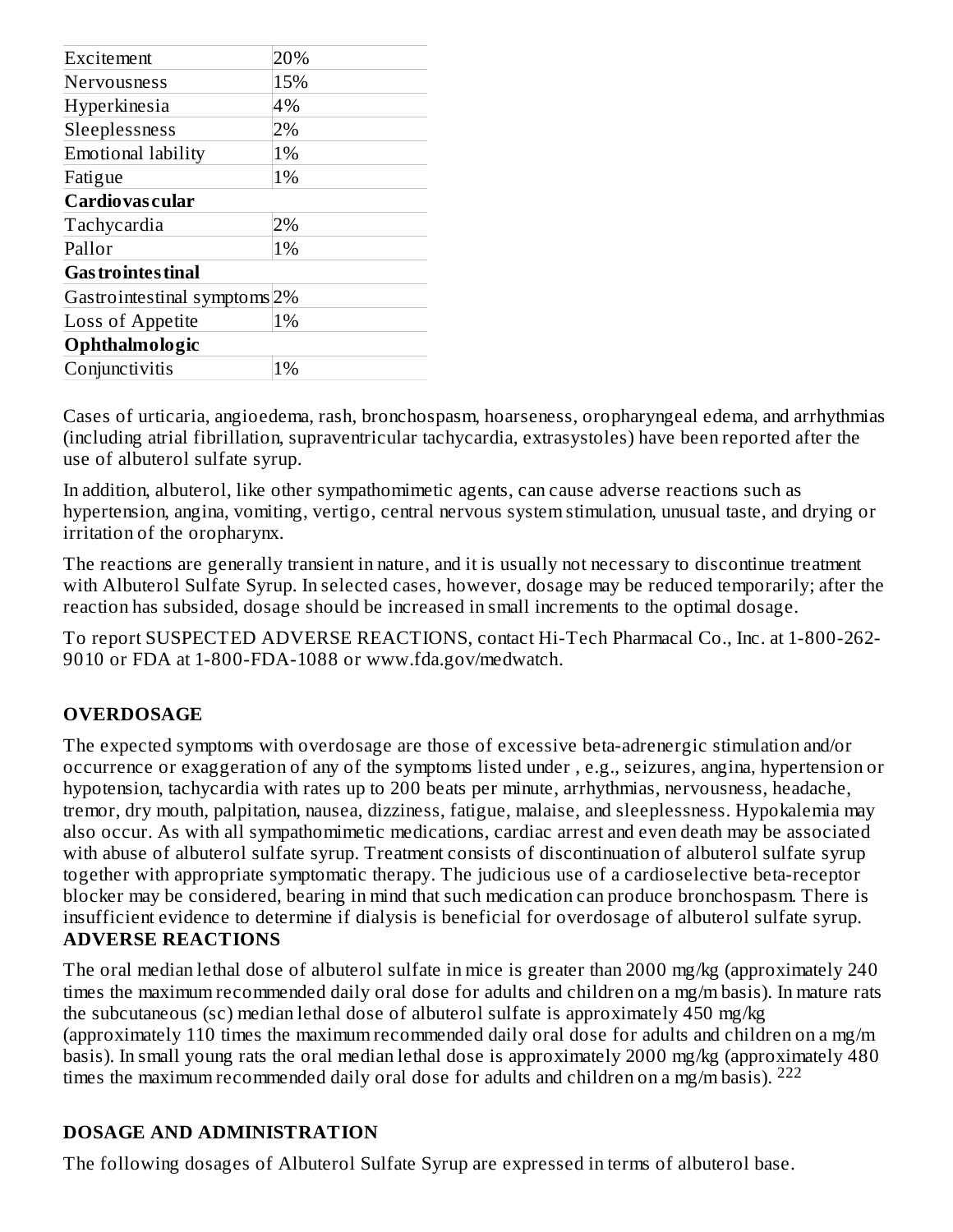| | |
|---|---|
| Excitement | 20% |
| Nervousness | 15% |
| Hyperkinesia | 4% |
| Sleeplessness | 2% |
| Emotional lability | 1% |
| Fatigue | 1% |
| **Cardiovascular** | |
| Tachycardia | 2% |
| Pallor | 1% |
| **Gastrointestinal** | |
| Gastrointestinal symptoms | 2% |
| Loss of Appetite | 1% |
| **Ophthalmologic** | |
| Conjunctivitis | 1% |

Cases of urticaria, angioedema, rash, bronchospasm, hoarseness, oropharyngeal edema, and arrhythmias (including atrial fibrillation, supraventricular tachycardia, extrasystoles) have been reported after the use of albuterol sulfate syrup.

In addition, albuterol, like other sympathomimetic agents, can cause adverse reactions such as hypertension, angina, vomiting, vertigo, central nervous system stimulation, unusual taste, and drying or irritation of the oropharynx.

The reactions are generally transient in nature, and it is usually not necessary to discontinue treatment with Albuterol Sulfate Syrup. In selected cases, however, dosage may be reduced temporarily; after the reaction has subsided, dosage should be increased in small increments to the optimal dosage.

To report SUSPECTED ADVERSE REACTIONS, contact Hi-Tech Pharmacal Co., Inc. at 1-800-262-9010 or FDA at 1-800-FDA-1088 or www.fda.gov/medwatch.

## OVERDOSAGE

The expected symptoms with overdosage are those of excessive beta-adrenergic stimulation and/or occurrence or exaggeration of any of the symptoms listed under , e.g., seizures, angina, hypertension or hypotension, tachycardia with rates up to 200 beats per minute, arrhythmias, nervousness, headache, tremor, dry mouth, palpitation, nausea, dizziness, fatigue, malaise, and sleeplessness. Hypokalemia may also occur. As with all sympathomimetic medications, cardiac arrest and even death may be associated with abuse of albuterol sulfate syrup. Treatment consists of discontinuation of albuterol sulfate syrup together with appropriate symptomatic therapy. The judicious use of a cardioselective beta-receptor blocker may be considered, bearing in mind that such medication can produce bronchospasm. There is insufficient evidence to determine if dialysis is beneficial for overdosage of albuterol sulfate syrup.

**ADVERSE REACTIONS**

The oral median lethal dose of albuterol sulfate in mice is greater than 2000 mg/kg (approximately 240 times the maximum recommended daily oral dose for adults and children on a mg/m basis). In mature rats the subcutaneous (sc) median lethal dose of albuterol sulfate is approximately 450 mg/kg (approximately 110 times the maximum recommended daily oral dose for adults and children on a mg/m basis). In small young rats the oral median lethal dose is approximately 2000 mg/kg (approximately 480 times the maximum recommended daily oral dose for adults and children on a mg/m basis). [222]

## DOSAGE AND ADMINISTRATION

The following dosages of Albuterol Sulfate Syrup are expressed in terms of albuterol base.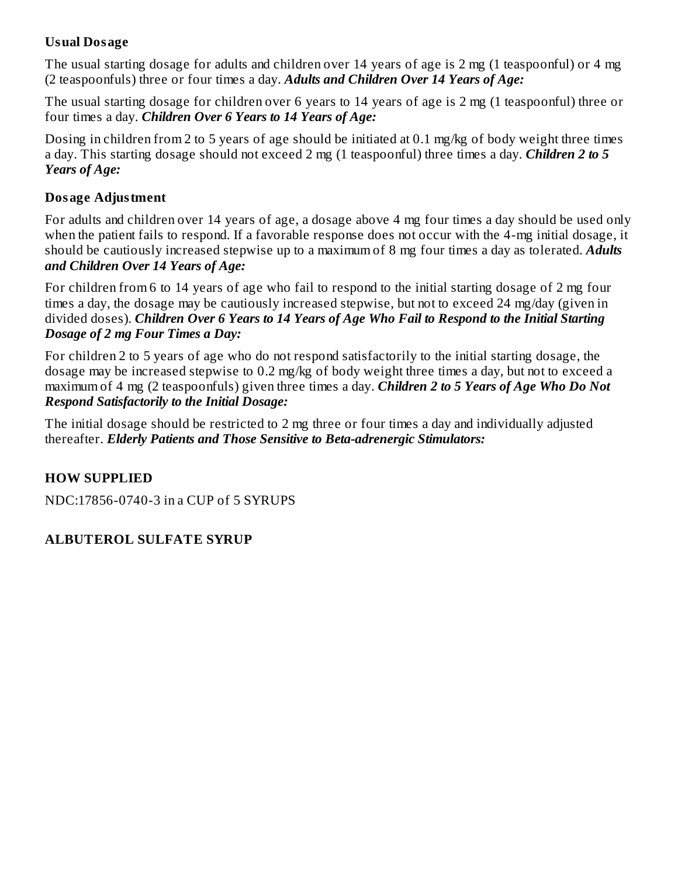### Usual Dosage

The usual starting dosage for adults and children over 14 years of age is 2 mg (1 teaspoonful) or 4 mg (2 teaspoonfuls) three or four times a day. ***Adults and Children Over 14 Years of Age:***

The usual starting dosage for children over 6 years to 14 years of age is 2 mg (1 teaspoonful) three or four times a day. ***Children Over 6 Years to 14 Years of Age:***

Dosing in children from 2 to 5 years of age should be initiated at 0.1 mg/kg of body weight three times a day. This starting dosage should not exceed 2 mg (1 teaspoonful) three times a day. ***Children 2 to 5 Years of Age:***

### Dosage Adjustment

For adults and children over 14 years of age, a dosage above 4 mg four times a day should be used only when the patient fails to respond. If a favorable response does not occur with the 4-mg initial dosage, it should be cautiously increased stepwise up to a maximum of 8 mg four times a day as tolerated. ***Adults and Children Over 14 Years of Age:***

For children from 6 to 14 years of age who fail to respond to the initial starting dosage of 2 mg four times a day, the dosage may be cautiously increased stepwise, but not to exceed 24 mg/day (given in divided doses). ***Children Over 6 Years to 14 Years of Age Who Fail to Respond to the Initial Starting Dosage of 2 mg Four Times a Day:***

For children 2 to 5 years of age who do not respond satisfactorily to the initial starting dosage, the dosage may be increased stepwise to 0.2 mg/kg of body weight three times a day, but not to exceed a maximum of 4 mg (2 teaspoonfuls) given three times a day. ***Children 2 to 5 Years of Age Who Do Not Respond Satisfactorily to the Initial Dosage:***

The initial dosage should be restricted to 2 mg three or four times a day and individually adjusted thereafter. ***Elderly Patients and Those Sensitive to Beta-adrenergic Stimulators:***

## HOW SUPPLIED

NDC:17856-0740-3 in a CUP of 5 SYRUPS

## ALBUTEROL SULFATE SYRUP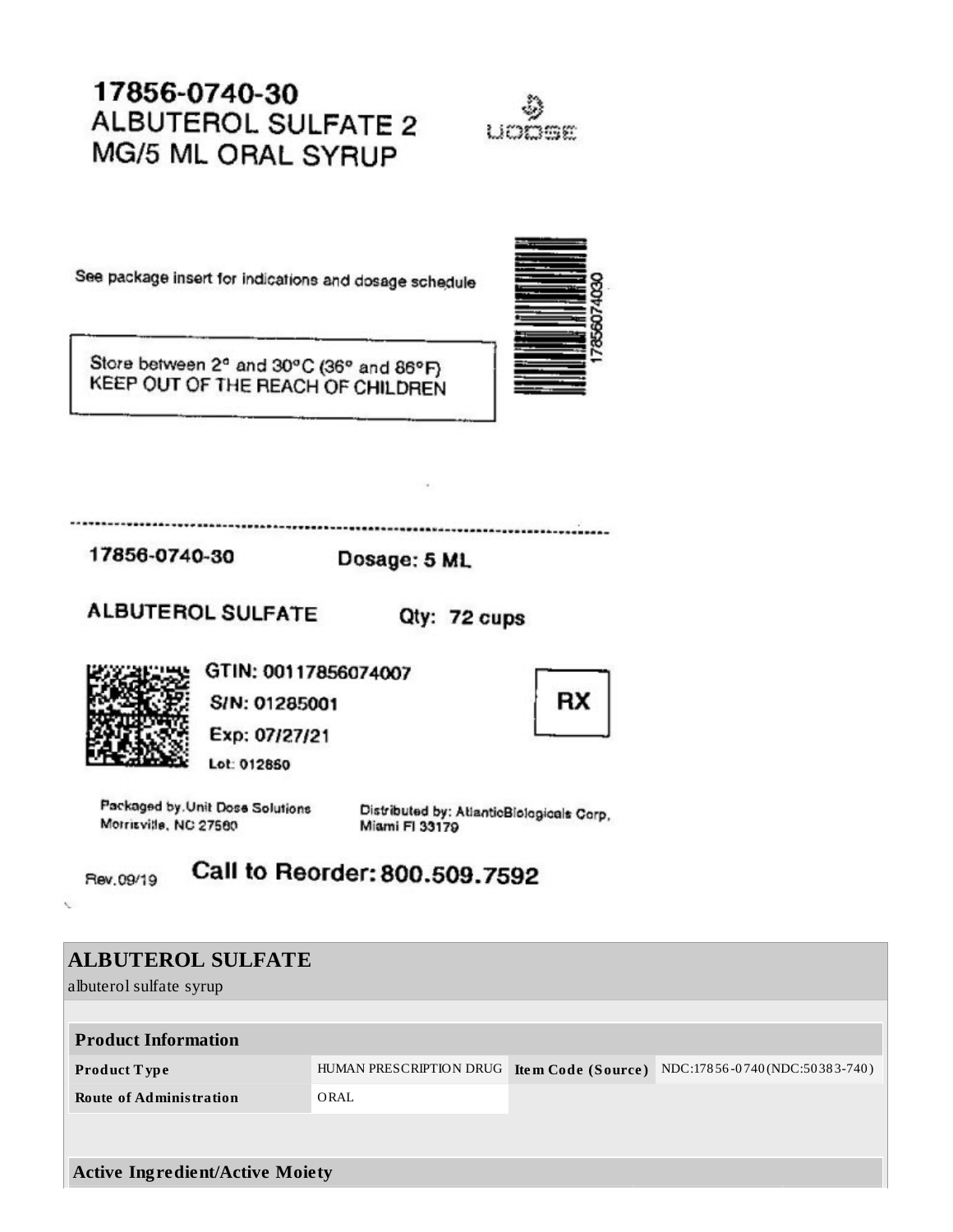17856-0740-30
ALBUTEROL SULFATE 2 MG/5 ML ORAL SYRUP

UDOSE

See package insert for indications and dosage schedule

17856074030

Store between 2° and 30°C (36° and 86°F)
KEEP OUT OF THE REACH OF CHILDREN

17856-0740-30 Dosage: 5 ML

ALBUTEROL SULFATE Qty: 72 cups

GTIN: 00117856074007
S/N: 01285001
Exp: 07/27/21
Lot: 012850

RX

Packaged by Unit Dose Solutions
Morrisville, NC 27560

Distributed by: AtlanticBiologicals Corp,
Miami Fl 33179

Rev.09/19

Call to Reorder: 800.509.7592

## ALBUTEROL SULFATE

albuterol sulfate syrup

| Product Information | | | |
|---|---|---|---|
| **Product Type** | HUMAN PRESCRIPTION DRUG | **Item Code (Source)** | NDC:17856-0740(NDC:50383-740) |
| **Route of Administration** | ORAL | | |

**Active Ingredient/Active Moiety**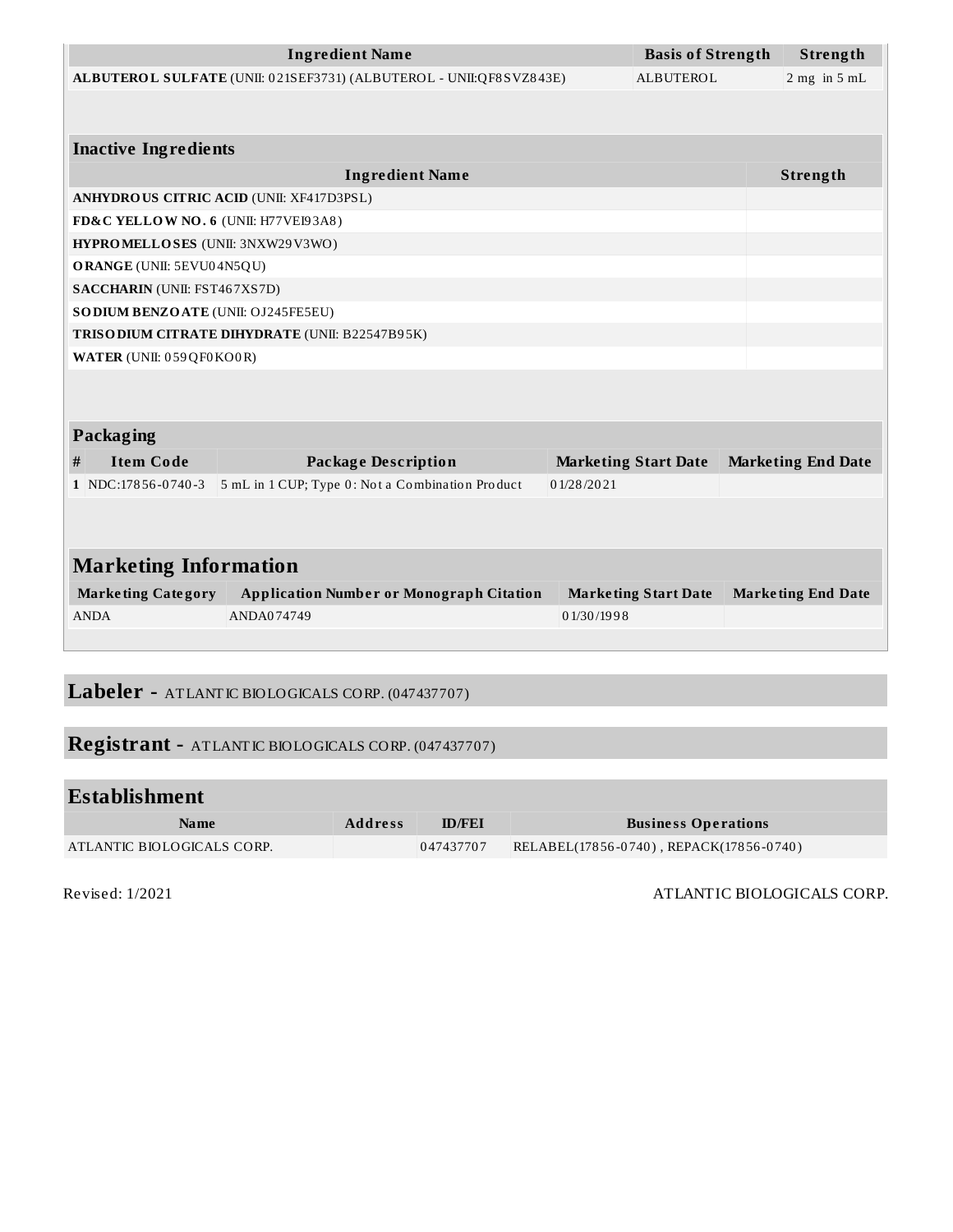| Ingredient Name | Basis of Strength | Strength |
| --- | --- | --- |
| **ALBUTEROL SULFATE** (UNII: 021SEF3731) (ALBUTEROL - UNII:QF8SVZ843E) | ALBUTEROL | 2 mg in 5 mL |

| Inactive Ingredients | |
| --- | --- |
| **Ingredient Name** | **Strength** |
| **ANHYDROUS CITRIC ACID** (UNII: XF417D3PSL) | |
| **FD&C YELLOW NO. 6** (UNII: H77VEI93A8) | |
| **HYPROMELLOSES** (UNII: 3NXW29V3WO) | |
| **ORANGE** (UNII: 5EVU04N5QU) | |
| **SACCHARIN** (UNII: FST467XS7D) | |
| **SODIUM BENZOATE** (UNII: OJ245FE5EU) | |
| **TRISODIUM CITRATE DIHYDRATE** (UNII: B22547B95K) | |
| **WATER** (UNII: 059QF0KO0R) | |

| Packaging | | | | |
| --- | --- | --- | --- | --- |
| **#** | **Item Code** | **Package Description** | **Marketing Start Date** | **Marketing End Date** |
| **1** | NDC:17856-0740-3 | 5 mL in 1 CUP; Type 0: Not a Combination Product | 01/28/2021 | |

## Marketing Information

| Marketing Category | Application Number or Monograph Citation | Marketing Start Date | Marketing End Date |
| --- | --- | --- | --- |
| ANDA | ANDA074749 | 01/30/1998 | |

## Labeler - ATLANTIC BIOLOGICALS CORP. (047437707)

## Registrant - ATLANTIC BIOLOGICALS CORP. (047437707)

## Establishment

| Name | Address | ID/FEI | Business Operations |
| --- | --- | --- | --- |
| ATLANTIC BIOLOGICALS CORP. | | 047437707 | RELABEL(17856-0740), REPACK(17856-0740) |

Revised: 1/2021

ATLANTIC BIOLOGICALS CORP.